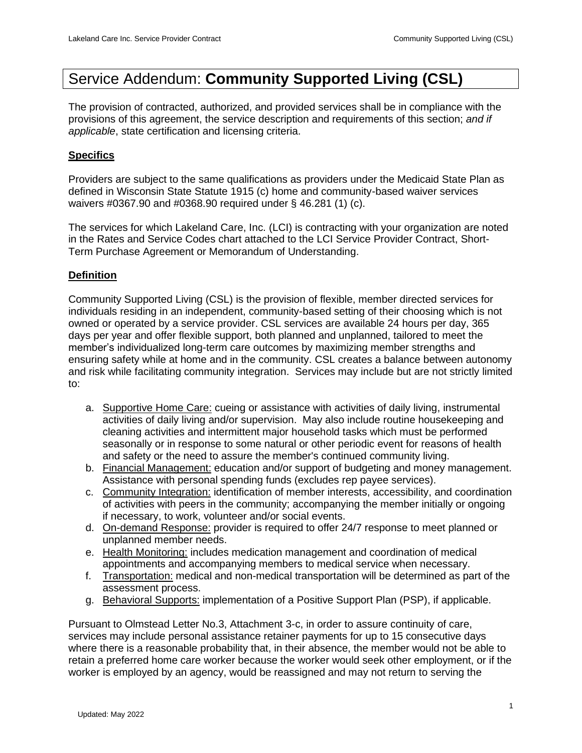# Service Addendum: **Community Supported Living (CSL)**

The provision of contracted, authorized, and provided services shall be in compliance with the provisions of this agreement, the service description and requirements of this section; *and if applicable*, state certification and licensing criteria.

## Specifics

Providers are subject to the same qualifications as providers under the Medicaid State Plan as defined in Wisconsin State Statute 1915 (c) home and community-based waiver services waivers #0367.90 and #0368.90 required under § 46.281 (1) (c).

The services for which Lakeland Care, Inc. (LCI) is contracting with your organization are noted in the Rates and Service Codes chart attached to the LCI Service Provider Contract, Short-Term Purchase Agreement or Memorandum of Understanding.

## Definition

Community Supported Living (CSL) is the provision of flexible, member directed services for individuals residing in an independent, community-based setting of their choosing which is not owned or operated by a service provider. CSL services are available 24 hours per day, 365 days per year and offer flexible support, both planned and unplanned, tailored to meet the member's individualized long-term care outcomes by maximizing member strengths and ensuring safety while at home and in the community. CSL creates a balance between autonomy and risk while facilitating community integration. Services may include but are not strictly limited to:

a. Supportive Home Care: cueing or assistance with activities of daily living, instrumental activities of daily living and/or supervision. May also include routine housekeeping and cleaning activities and intermittent major household tasks which must be performed seasonally or in response to some natural or other periodic event for reasons of health and safety or the need to assure the member's continued community living.
b. Financial Management: education and/or support of budgeting and money management. Assistance with personal spending funds (excludes rep payee services).
c. Community Integration: identification of member interests, accessibility, and coordination of activities with peers in the community; accompanying the member initially or ongoing if necessary, to work, volunteer and/or social events.
d. On-demand Response: provider is required to offer 24/7 response to meet planned or unplanned member needs.
e. Health Monitoring: includes medication management and coordination of medical appointments and accompanying members to medical service when necessary.
f. Transportation: medical and non-medical transportation will be determined as part of the assessment process.
g. Behavioral Supports: implementation of a Positive Support Plan (PSP), if applicable.

Pursuant to Olmstead Letter No.3, Attachment 3-c, in order to assure continuity of care, services may include personal assistance retainer payments for up to 15 consecutive days where there is a reasonable probability that, in their absence, the member would not be able to retain a preferred home care worker because the worker would seek other employment, or if the worker is employed by an agency, would be reassigned and may not return to serving the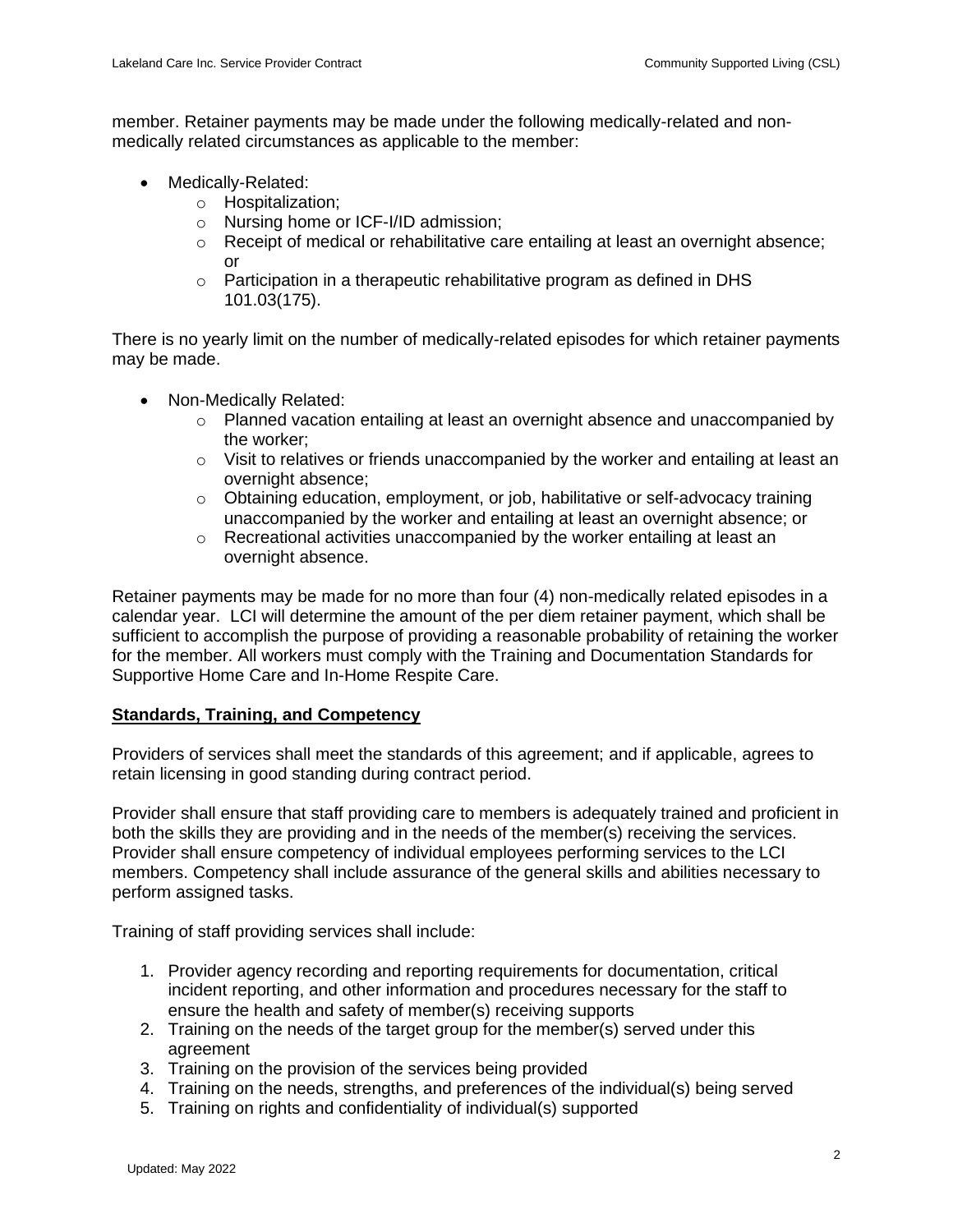member. Retainer payments may be made under the following medically-related and non-medically related circumstances as applicable to the member:

- Medically-Related:
  - Hospitalization;
  - Nursing home or ICF-I/ID admission;
  - Receipt of medical or rehabilitative care entailing at least an overnight absence; or
  - Participation in a therapeutic rehabilitative program as defined in DHS 101.03(175).

There is no yearly limit on the number of medically-related episodes for which retainer payments may be made.

- Non-Medically Related:
  - Planned vacation entailing at least an overnight absence and unaccompanied by the worker;
  - Visit to relatives or friends unaccompanied by the worker and entailing at least an overnight absence;
  - Obtaining education, employment, or job, habilitative or self-advocacy training unaccompanied by the worker and entailing at least an overnight absence; or
  - Recreational activities unaccompanied by the worker entailing at least an overnight absence.

Retainer payments may be made for no more than four (4) non-medically related episodes in a calendar year. LCI will determine the amount of the per diem retainer payment, which shall be sufficient to accomplish the purpose of providing a reasonable probability of retaining the worker for the member. All workers must comply with the Training and Documentation Standards for Supportive Home Care and In-Home Respite Care.

**Standards, Training, and Competency**

Providers of services shall meet the standards of this agreement; and if applicable, agrees to retain licensing in good standing during contract period.

Provider shall ensure that staff providing care to members is adequately trained and proficient in both the skills they are providing and in the needs of the member(s) receiving the services. Provider shall ensure competency of individual employees performing services to the LCI members. Competency shall include assurance of the general skills and abilities necessary to perform assigned tasks.

Training of staff providing services shall include:

1. Provider agency recording and reporting requirements for documentation, critical incident reporting, and other information and procedures necessary for the staff to ensure the health and safety of member(s) receiving supports
2. Training on the needs of the target group for the member(s) served under this agreement
3. Training on the provision of the services being provided
4. Training on the needs, strengths, and preferences of the individual(s) being served
5. Training on rights and confidentiality of individual(s) supported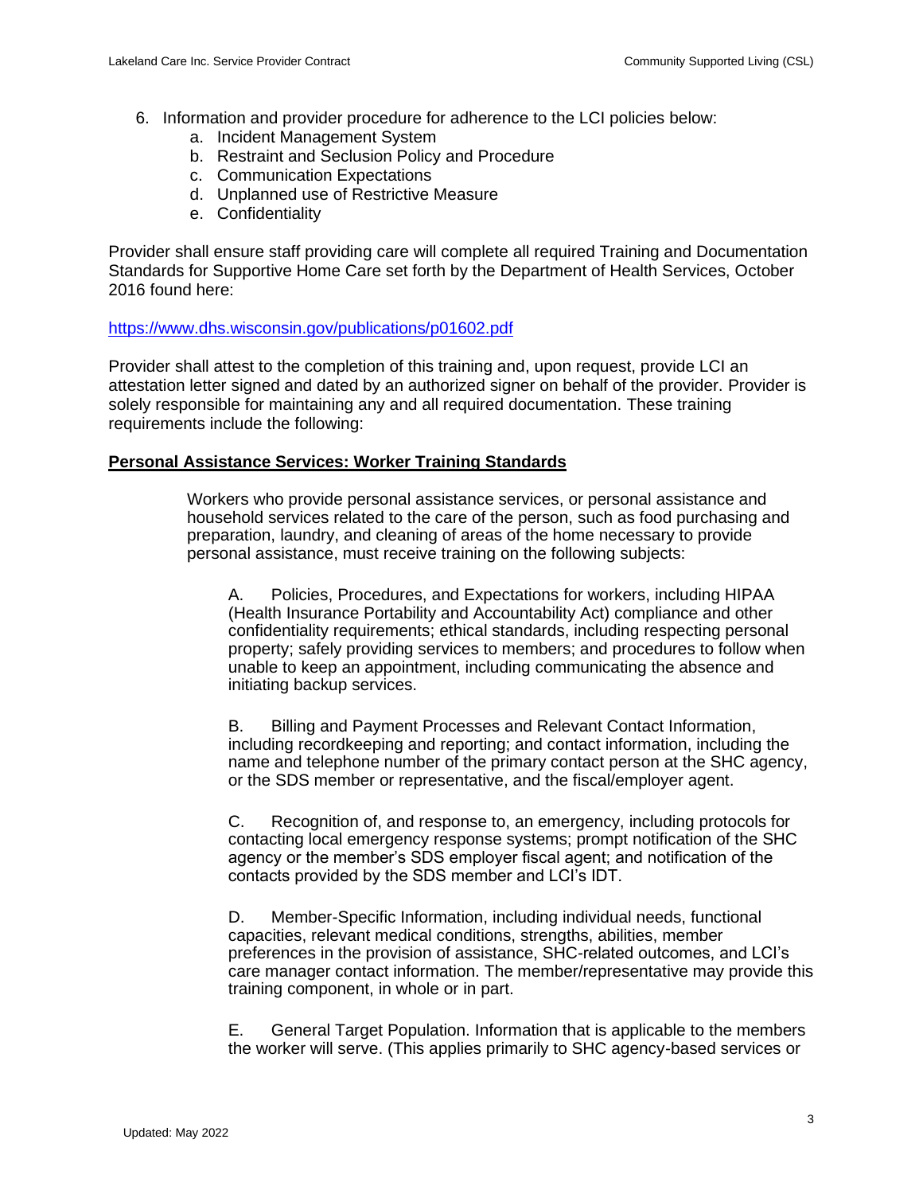6. Information and provider procedure for adherence to the LCI policies below:
    a. Incident Management System
    b. Restraint and Seclusion Policy and Procedure
    c. Communication Expectations
    d. Unplanned use of Restrictive Measure
    e. Confidentiality

Provider shall ensure staff providing care will complete all required Training and Documentation Standards for Supportive Home Care set forth by the Department of Health Services, October 2016 found here:

https://www.dhs.wisconsin.gov/publications/p01602.pdf

Provider shall attest to the completion of this training and, upon request, provide LCI an attestation letter signed and dated by an authorized signer on behalf of the provider. Provider is solely responsible for maintaining any and all required documentation. These training requirements include the following:

**Personal Assistance Services: Worker Training Standards**

Workers who provide personal assistance services, or personal assistance and household services related to the care of the person, such as food purchasing and preparation, laundry, and cleaning of areas of the home necessary to provide personal assistance, must receive training on the following subjects:

A. Policies, Procedures, and Expectations for workers, including HIPAA (Health Insurance Portability and Accountability Act) compliance and other confidentiality requirements; ethical standards, including respecting personal property; safely providing services to members; and procedures to follow when unable to keep an appointment, including communicating the absence and initiating backup services.

B. Billing and Payment Processes and Relevant Contact Information, including recordkeeping and reporting; and contact information, including the name and telephone number of the primary contact person at the SHC agency, or the SDS member or representative, and the fiscal/employer agent.

C. Recognition of, and response to, an emergency, including protocols for contacting local emergency response systems; prompt notification of the SHC agency or the member's SDS employer fiscal agent; and notification of the contacts provided by the SDS member and LCI's IDT.

D. Member-Specific Information, including individual needs, functional capacities, relevant medical conditions, strengths, abilities, member preferences in the provision of assistance, SHC-related outcomes, and LCI's care manager contact information. The member/representative may provide this training component, in whole or in part.

E. General Target Population. Information that is applicable to the members the worker will serve. (This applies primarily to SHC agency-based services or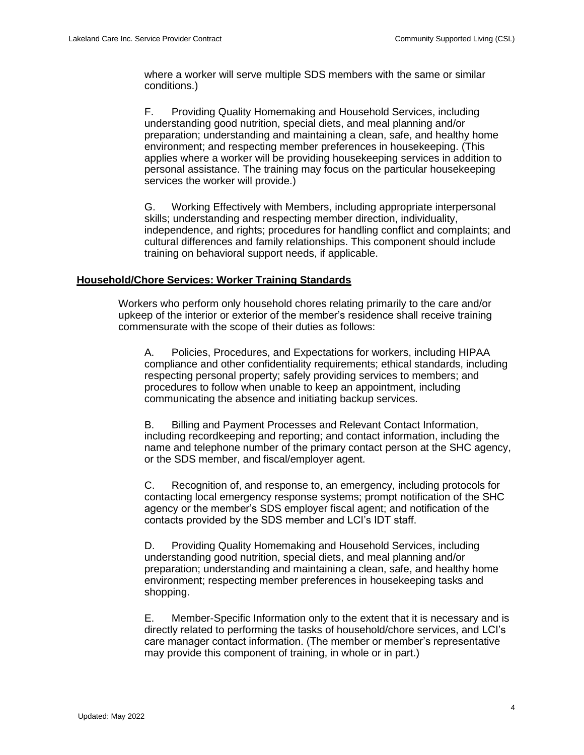where a worker will serve multiple SDS members with the same or similar conditions.)

F. Providing Quality Homemaking and Household Services, including understanding good nutrition, special diets, and meal planning and/or preparation; understanding and maintaining a clean, safe, and healthy home environment; and respecting member preferences in housekeeping. (This applies where a worker will be providing housekeeping services in addition to personal assistance. The training may focus on the particular housekeeping services the worker will provide.)

G. Working Effectively with Members, including appropriate interpersonal skills; understanding and respecting member direction, individuality, independence, and rights; procedures for handling conflict and complaints; and cultural differences and family relationships. This component should include training on behavioral support needs, if applicable.

**Household/Chore Services: Worker Training Standards**

Workers who perform only household chores relating primarily to the care and/or upkeep of the interior or exterior of the member's residence shall receive training commensurate with the scope of their duties as follows:

A. Policies, Procedures, and Expectations for workers, including HIPAA compliance and other confidentiality requirements; ethical standards, including respecting personal property; safely providing services to members; and procedures to follow when unable to keep an appointment, including communicating the absence and initiating backup services.

B. Billing and Payment Processes and Relevant Contact Information, including recordkeeping and reporting; and contact information, including the name and telephone number of the primary contact person at the SHC agency, or the SDS member, and fiscal/employer agent.

C. Recognition of, and response to, an emergency, including protocols for contacting local emergency response systems; prompt notification of the SHC agency or the member's SDS employer fiscal agent; and notification of the contacts provided by the SDS member and LCI's IDT staff.

D. Providing Quality Homemaking and Household Services, including understanding good nutrition, special diets, and meal planning and/or preparation; understanding and maintaining a clean, safe, and healthy home environment; respecting member preferences in housekeeping tasks and shopping.

E. Member-Specific Information only to the extent that it is necessary and is directly related to performing the tasks of household/chore services, and LCI's care manager contact information. (The member or member's representative may provide this component of training, in whole or in part.)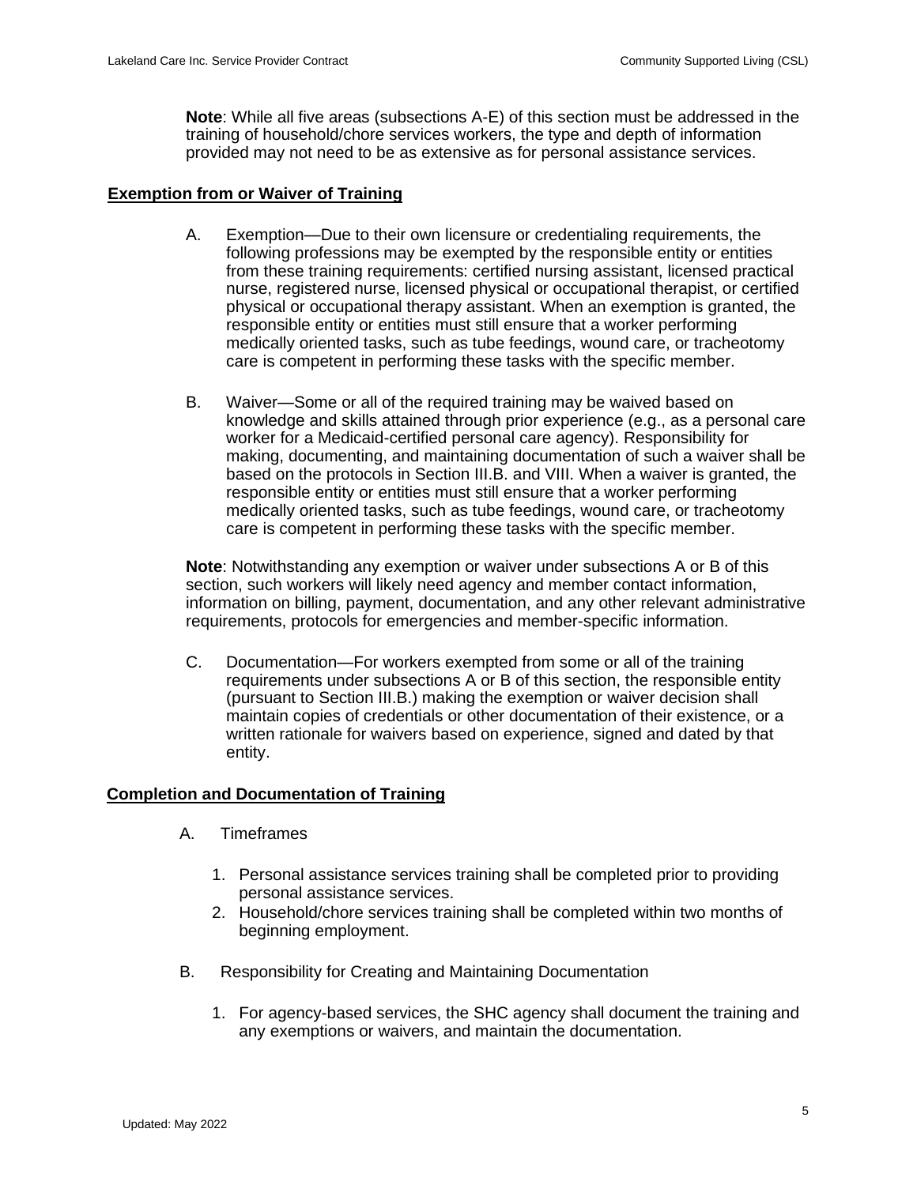**Note**: While all five areas (subsections A-E) of this section must be addressed in the training of household/chore services workers, the type and depth of information provided may not need to be as extensive as for personal assistance services.

## Exemption from or Waiver of Training

A. Exemption—Due to their own licensure or credentialing requirements, the following professions may be exempted by the responsible entity or entities from these training requirements: certified nursing assistant, licensed practical nurse, registered nurse, licensed physical or occupational therapist, or certified physical or occupational therapy assistant. When an exemption is granted, the responsible entity or entities must still ensure that a worker performing medically oriented tasks, such as tube feedings, wound care, or tracheotomy care is competent in performing these tasks with the specific member.

B. Waiver—Some or all of the required training may be waived based on knowledge and skills attained through prior experience (e.g., as a personal care worker for a Medicaid-certified personal care agency). Responsibility for making, documenting, and maintaining documentation of such a waiver shall be based on the protocols in Section III.B. and VIII. When a waiver is granted, the responsible entity or entities must still ensure that a worker performing medically oriented tasks, such as tube feedings, wound care, or tracheotomy care is competent in performing these tasks with the specific member.

**Note**: Notwithstanding any exemption or waiver under subsections A or B of this section, such workers will likely need agency and member contact information, information on billing, payment, documentation, and any other relevant administrative requirements, protocols for emergencies and member-specific information.

C. Documentation—For workers exempted from some or all of the training requirements under subsections A or B of this section, the responsible entity (pursuant to Section III.B.) making the exemption or waiver decision shall maintain copies of credentials or other documentation of their existence, or a written rationale for waivers based on experience, signed and dated by that entity.

## Completion and Documentation of Training

A. Timeframes

1. Personal assistance services training shall be completed prior to providing personal assistance services.
2. Household/chore services training shall be completed within two months of beginning employment.

B. Responsibility for Creating and Maintaining Documentation

1. For agency-based services, the SHC agency shall document the training and any exemptions or waivers, and maintain the documentation.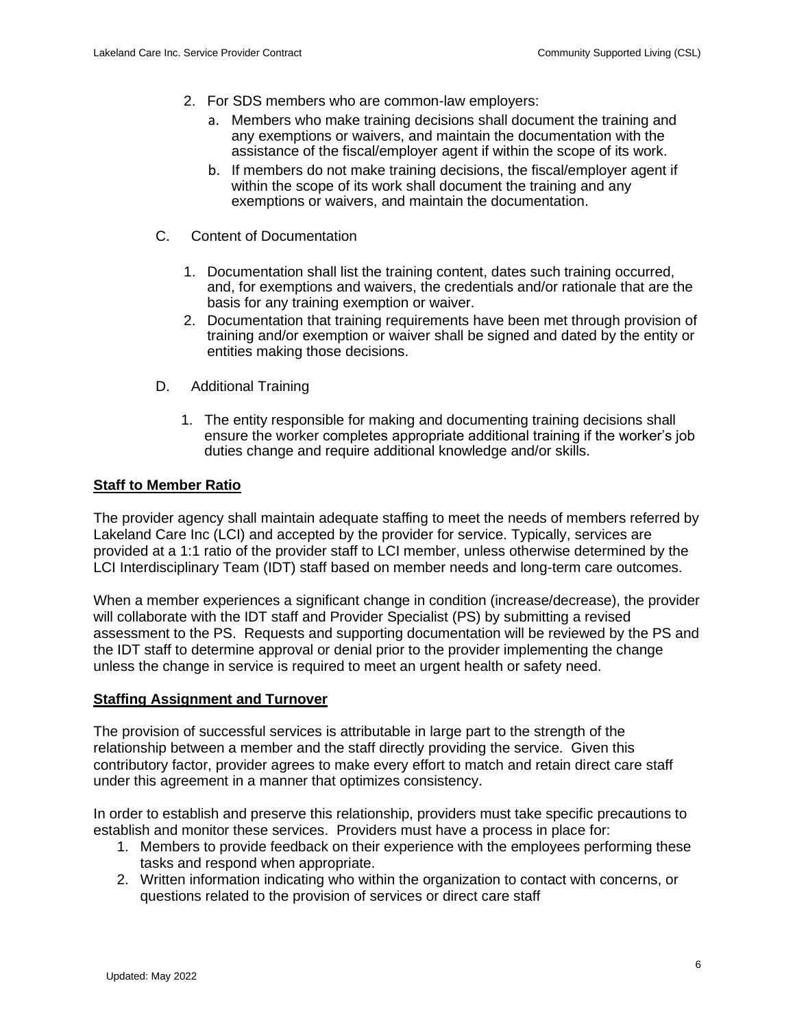2. For SDS members who are common-law employers:
    a. Members who make training decisions shall document the training and any exemptions or waivers, and maintain the documentation with the assistance of the fiscal/employer agent if within the scope of its work.
    b. If members do not make training decisions, the fiscal/employer agent if within the scope of its work shall document the training and any exemptions or waivers, and maintain the documentation.

C. Content of Documentation

1. Documentation shall list the training content, dates such training occurred, and, for exemptions and waivers, the credentials and/or rationale that are the basis for any training exemption or waiver.
2. Documentation that training requirements have been met through provision of training and/or exemption or waiver shall be signed and dated by the entity or entities making those decisions.

D. Additional Training

1. The entity responsible for making and documenting training decisions shall ensure the worker completes appropriate additional training if the worker's job duties change and require additional knowledge and/or skills.

**Staff to Member Ratio**

The provider agency shall maintain adequate staffing to meet the needs of members referred by Lakeland Care Inc (LCI) and accepted by the provider for service. Typically, services are provided at a 1:1 ratio of the provider staff to LCI member, unless otherwise determined by the LCI Interdisciplinary Team (IDT) staff based on member needs and long-term care outcomes.

When a member experiences a significant change in condition (increase/decrease), the provider will collaborate with the IDT staff and Provider Specialist (PS) by submitting a revised assessment to the PS. Requests and supporting documentation will be reviewed by the PS and the IDT staff to determine approval or denial prior to the provider implementing the change unless the change in service is required to meet an urgent health or safety need.

**Staffing Assignment and Turnover**

The provision of successful services is attributable in large part to the strength of the relationship between a member and the staff directly providing the service. Given this contributory factor, provider agrees to make every effort to match and retain direct care staff under this agreement in a manner that optimizes consistency.

In order to establish and preserve this relationship, providers must take specific precautions to establish and monitor these services. Providers must have a process in place for:

1. Members to provide feedback on their experience with the employees performing these tasks and respond when appropriate.
2. Written information indicating who within the organization to contact with concerns, or questions related to the provision of services or direct care staff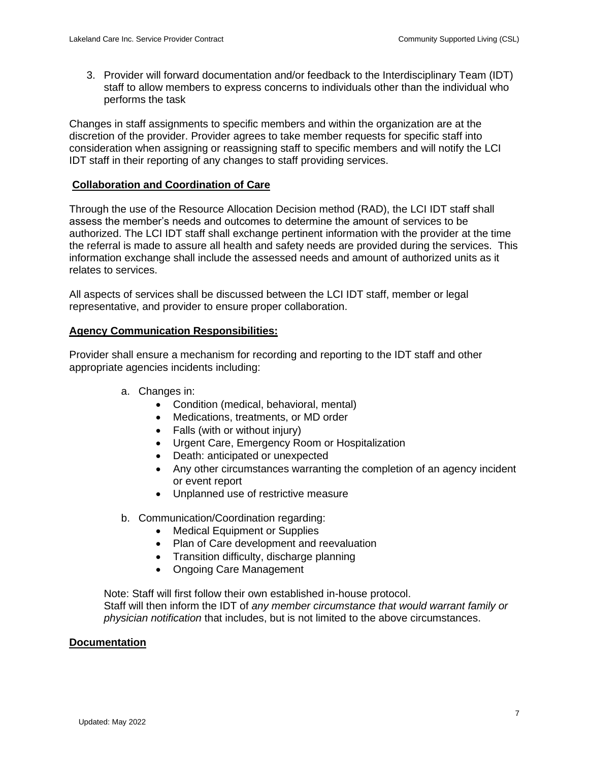3. Provider will forward documentation and/or feedback to the Interdisciplinary Team (IDT) staff to allow members to express concerns to individuals other than the individual who performs the task

Changes in staff assignments to specific members and within the organization are at the discretion of the provider. Provider agrees to take member requests for specific staff into consideration when assigning or reassigning staff to specific members and will notify the LCI IDT staff in their reporting of any changes to staff providing services.

**Collaboration and Coordination of Care**

Through the use of the Resource Allocation Decision method (RAD), the LCI IDT staff shall assess the member's needs and outcomes to determine the amount of services to be authorized. The LCI IDT staff shall exchange pertinent information with the provider at the time the referral is made to assure all health and safety needs are provided during the services. This information exchange shall include the assessed needs and amount of authorized units as it relates to services.

All aspects of services shall be discussed between the LCI IDT staff, member or legal representative, and provider to ensure proper collaboration.

**Agency Communication Responsibilities:**

Provider shall ensure a mechanism for recording and reporting to the IDT staff and other appropriate agencies incidents including:

a. Changes in:
   - Condition (medical, behavioral, mental)
   - Medications, treatments, or MD order
   - Falls (with or without injury)
   - Urgent Care, Emergency Room or Hospitalization
   - Death: anticipated or unexpected
   - Any other circumstances warranting the completion of an agency incident or event report
   - Unplanned use of restrictive measure

b. Communication/Coordination regarding:
   - Medical Equipment or Supplies
   - Plan of Care development and reevaluation
   - Transition difficulty, discharge planning
   - Ongoing Care Management

Note: Staff will first follow their own established in-house protocol.
Staff will then inform the IDT of *any member circumstance that would warrant family or physician notification* that includes, but is not limited to the above circumstances.

**Documentation**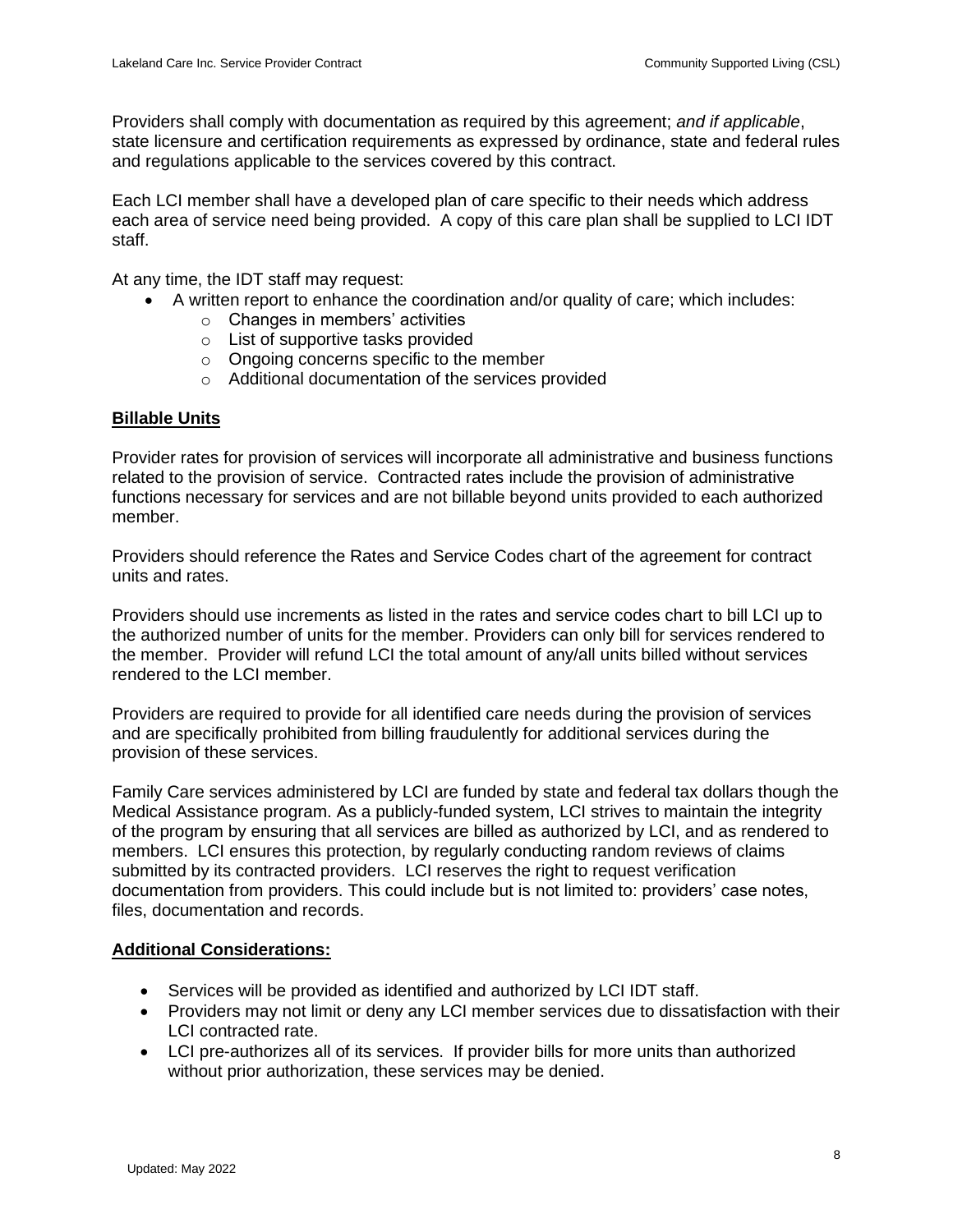Providers shall comply with documentation as required by this agreement; *and if applicable*, state licensure and certification requirements as expressed by ordinance, state and federal rules and regulations applicable to the services covered by this contract.

Each LCI member shall have a developed plan of care specific to their needs which address each area of service need being provided. A copy of this care plan shall be supplied to LCI IDT staff.

At any time, the IDT staff may request:

- A written report to enhance the coordination and/or quality of care; which includes:
  - Changes in members' activities
  - List of supportive tasks provided
  - Ongoing concerns specific to the member
  - Additional documentation of the services provided

**Billable Units**

Provider rates for provision of services will incorporate all administrative and business functions related to the provision of service. Contracted rates include the provision of administrative functions necessary for services and are not billable beyond units provided to each authorized member.

Providers should reference the Rates and Service Codes chart of the agreement for contract units and rates.

Providers should use increments as listed in the rates and service codes chart to bill LCI up to the authorized number of units for the member. Providers can only bill for services rendered to the member. Provider will refund LCI the total amount of any/all units billed without services rendered to the LCI member.

Providers are required to provide for all identified care needs during the provision of services and are specifically prohibited from billing fraudulently for additional services during the provision of these services.

Family Care services administered by LCI are funded by state and federal tax dollars though the Medical Assistance program. As a publicly-funded system, LCI strives to maintain the integrity of the program by ensuring that all services are billed as authorized by LCI, and as rendered to members. LCI ensures this protection, by regularly conducting random reviews of claims submitted by its contracted providers. LCI reserves the right to request verification documentation from providers. This could include but is not limited to: providers' case notes, files, documentation and records.

**Additional Considerations:**

- Services will be provided as identified and authorized by LCI IDT staff.
- Providers may not limit or deny any LCI member services due to dissatisfaction with their LCI contracted rate.
- LCI pre-authorizes all of its services. If provider bills for more units than authorized without prior authorization, these services may be denied.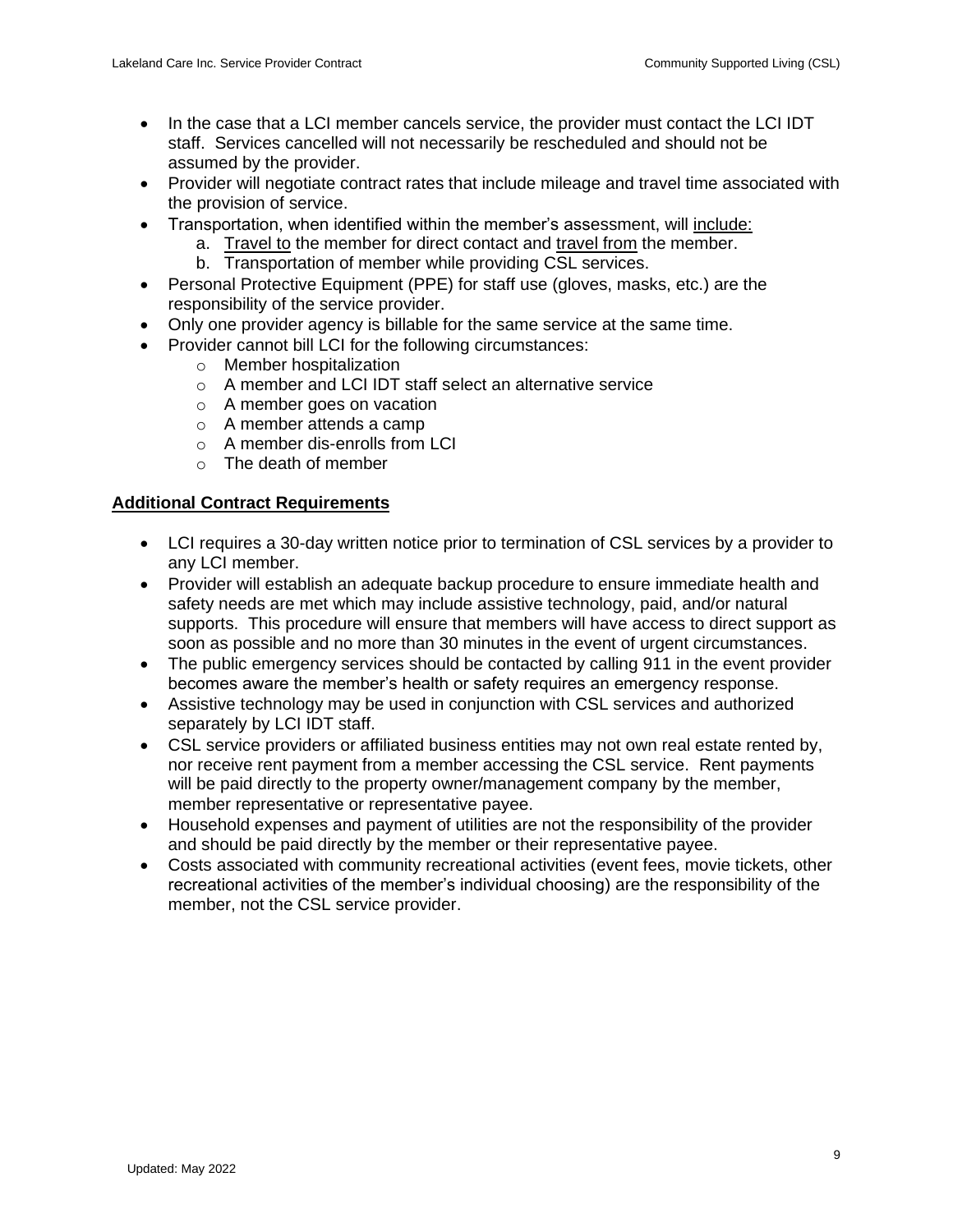- In the case that a LCI member cancels service, the provider must contact the LCI IDT staff. Services cancelled will not necessarily be rescheduled and should not be assumed by the provider.
- Provider will negotiate contract rates that include mileage and travel time associated with the provision of service.
- Transportation, when identified within the member's assessment, will <u>include:</u>
  a. <u>Travel to</u> the member for direct contact and <u>travel from</u> the member.
  b. Transportation of member while providing CSL services.
- Personal Protective Equipment (PPE) for staff use (gloves, masks, etc.) are the responsibility of the service provider.
- Only one provider agency is billable for the same service at the same time.
- Provider cannot bill LCI for the following circumstances:
  - Member hospitalization
  - A member and LCI IDT staff select an alternative service
  - A member goes on vacation
  - A member attends a camp
  - A member dis-enrolls from LCI
  - The death of member

**<u>Additional Contract Requirements</u>**

- LCI requires a 30-day written notice prior to termination of CSL services by a provider to any LCI member.
- Provider will establish an adequate backup procedure to ensure immediate health and safety needs are met which may include assistive technology, paid, and/or natural supports. This procedure will ensure that members will have access to direct support as soon as possible and no more than 30 minutes in the event of urgent circumstances.
- The public emergency services should be contacted by calling 911 in the event provider becomes aware the member's health or safety requires an emergency response.
- Assistive technology may be used in conjunction with CSL services and authorized separately by LCI IDT staff.
- CSL service providers or affiliated business entities may not own real estate rented by, nor receive rent payment from a member accessing the CSL service. Rent payments will be paid directly to the property owner/management company by the member, member representative or representative payee.
- Household expenses and payment of utilities are not the responsibility of the provider and should be paid directly by the member or their representative payee.
- Costs associated with community recreational activities (event fees, movie tickets, other recreational activities of the member's individual choosing) are the responsibility of the member, not the CSL service provider.